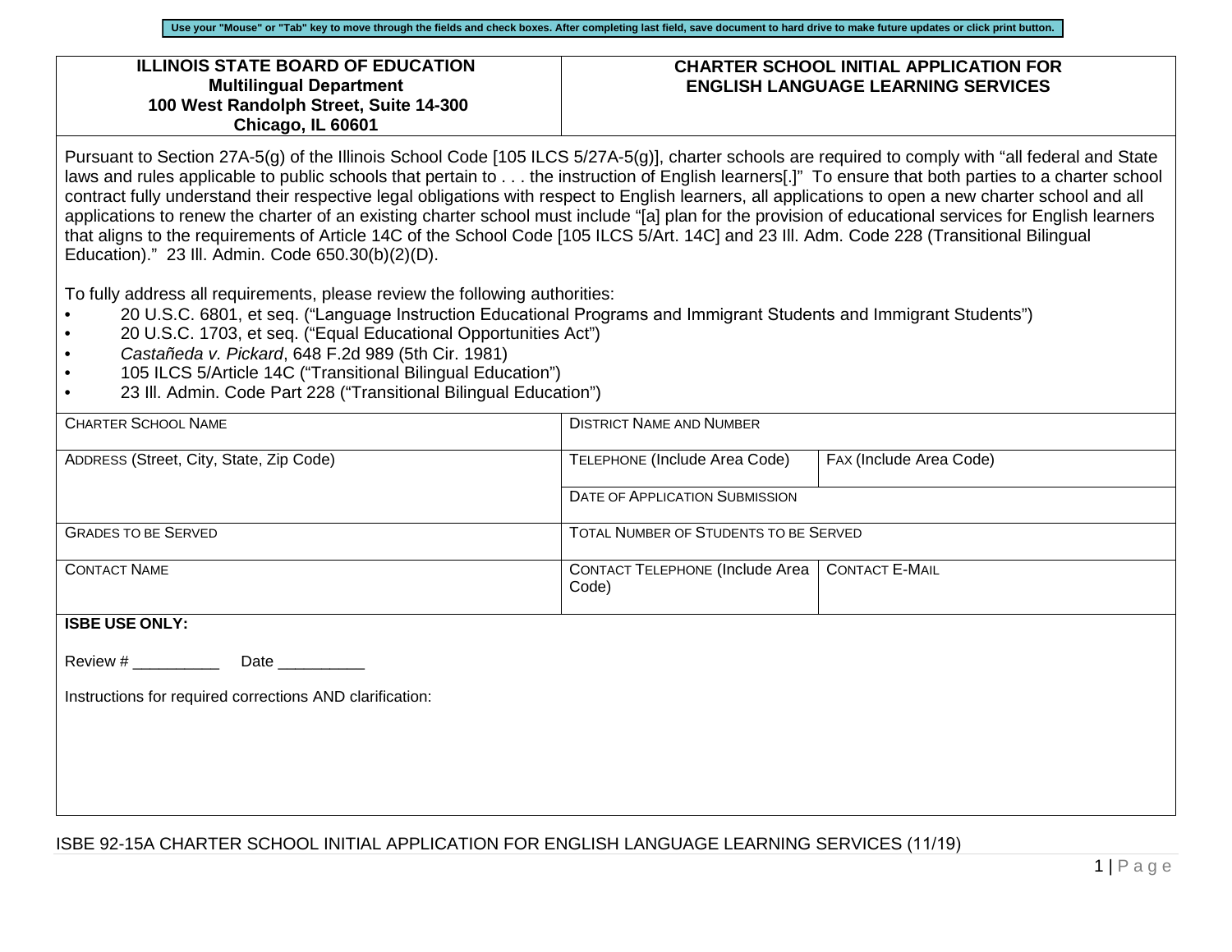Use your "Mouse" or "Tab" key to move through the fields and check boxes. After completing last field, save document to hard drive to make future updates or click print button.

| **ILLINOIS STATE BOARD OF EDUCATION**<br>**Multilingual Department**<br>**100 West Randolph Street, Suite 14-300**<br>**Chicago, IL 60601** | **CHARTER SCHOOL INITIAL APPLICATION FOR ENGLISH LANGUAGE LEARNING SERVICES** |
|---|---|

Pursuant to Section 27A-5(g) of the Illinois School Code [105 ILCS 5/27A-5(g)], charter schools are required to comply with "all federal and State laws and rules applicable to public schools that pertain to . . . the instruction of English learners[.]" To ensure that both parties to a charter school contract fully understand their respective legal obligations with respect to English learners, all applications to open a new charter school and all applications to renew the charter of an existing charter school must include "[a] plan for the provision of educational services for English learners that aligns to the requirements of Article 14C of the School Code [105 ILCS 5/Art. 14C] and 23 Ill. Adm. Code 228 (Transitional Bilingual Education)." 23 Ill. Admin. Code 650.30(b)(2)(D).

To fully address all requirements, please review the following authorities:

- 20 U.S.C. 6801, et seq. ("Language Instruction Educational Programs and Immigrant Students and Immigrant Students")
- 20 U.S.C. 1703, et seq. ("Equal Educational Opportunities Act")
- *Castañeda v. Pickard*, 648 F.2d 989 (5th Cir. 1981)
- 105 ILCS 5/Article 14C ("Transitional Bilingual Education")
- 23 Ill. Admin. Code Part 228 ("Transitional Bilingual Education")

| Charter School Name | District Name and Number | |
|---|---|---|
| Address (Street, City, State, Zip Code) | Telephone (Include Area Code) | Fax (Include Area Code) |
| | Date of Application Submission | |
| Grades to be Served | Total Number of Students to be Served | |
| Contact Name | Contact Telephone (Include Area Code) | Contact E-Mail |

**ISBE USE ONLY:**

Review # __________ Date __________

Instructions for required corrections AND clarification:

ISBE 92-15A CHARTER SCHOOL INITIAL APPLICATION FOR ENGLISH LANGUAGE LEARNING SERVICES (11/19)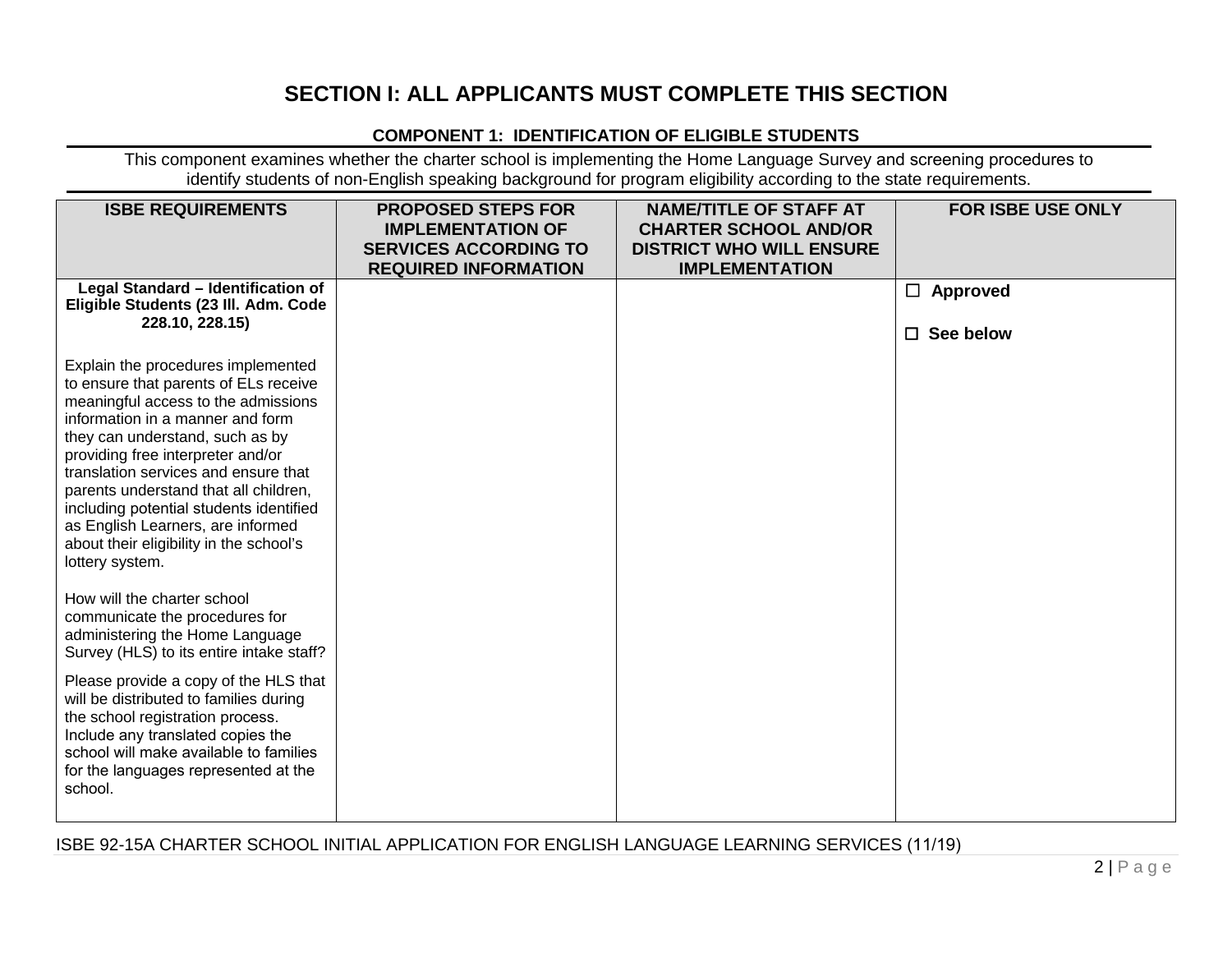# SECTION I: ALL APPLICANTS MUST COMPLETE THIS SECTION

## COMPONENT 1: IDENTIFICATION OF ELIGIBLE STUDENTS

This component examines whether the charter school is implementing the Home Language Survey and screening procedures to identify students of non-English speaking background for program eligibility according to the state requirements.

| ISBE REQUIREMENTS | PROPOSED STEPS FOR IMPLEMENTATION OF SERVICES ACCORDING TO REQUIRED INFORMATION | NAME/TITLE OF STAFF AT CHARTER SCHOOL AND/OR DISTRICT WHO WILL ENSURE IMPLEMENTATION | FOR ISBE USE ONLY |
|---|---|---|---|
| **Legal Standard – Identification of Eligible Students (23 Ill. Adm. Code 228.10, 228.15)**<br><br>Explain the procedures implemented to ensure that parents of ELs receive meaningful access to the admissions information in a manner and form they can understand, such as by providing free interpreter and/or translation services and ensure that parents understand that all children, including potential students identified as English Learners, are informed about their eligibility in the school's lottery system.<br><br>How will the charter school communicate the procedures for administering the Home Language Survey (HLS) to its entire intake staff?<br><br>Please provide a copy of the HLS that will be distributed to families during the school registration process. Include any translated copies the school will make available to families for the languages represented at the school. | | | ☐ **Approved**<br><br>☐ **See below** |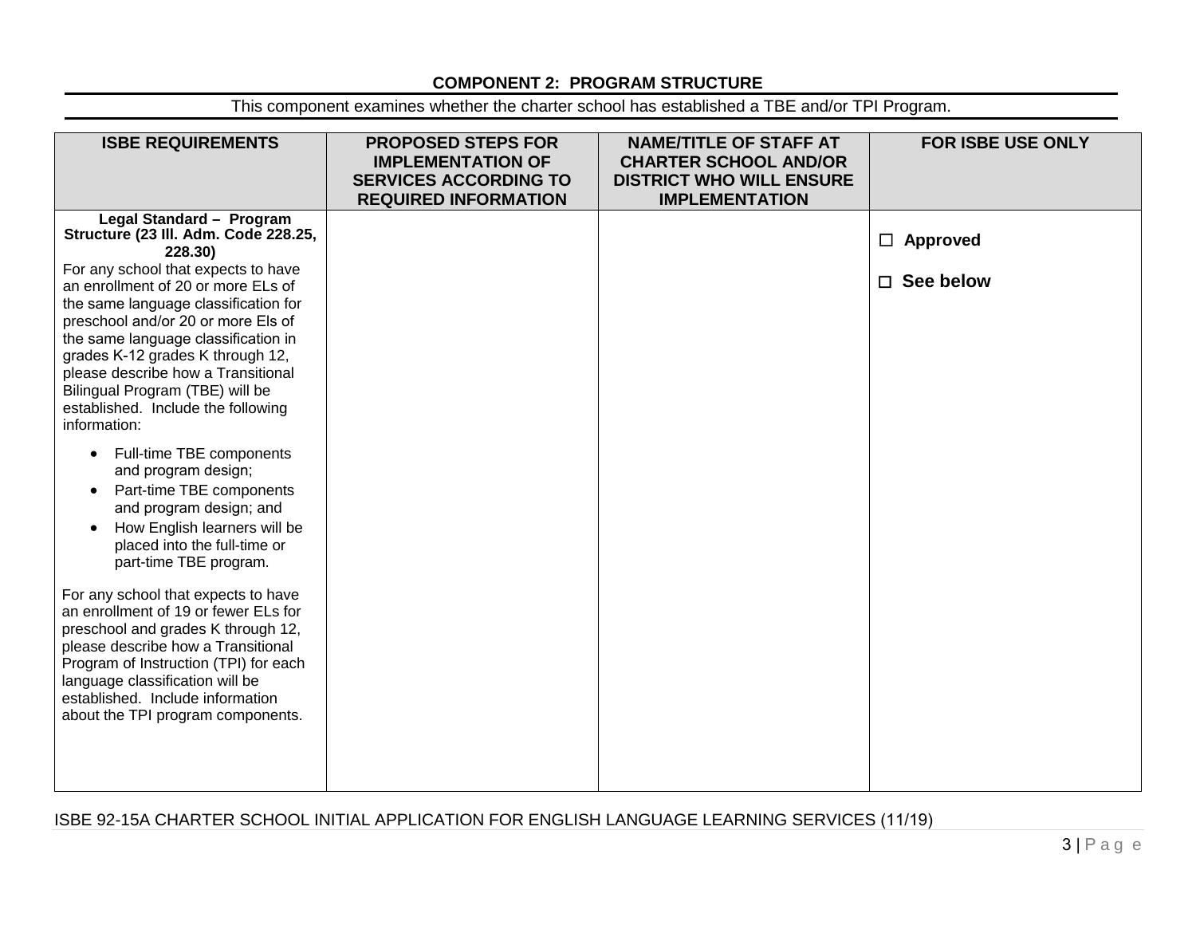## COMPONENT 2: PROGRAM STRUCTURE

This component examines whether the charter school has established a TBE and/or TPI Program.

| ISBE REQUIREMENTS | PROPOSED STEPS FOR IMPLEMENTATION OF SERVICES ACCORDING TO REQUIRED INFORMATION | NAME/TITLE OF STAFF AT CHARTER SCHOOL AND/OR DISTRICT WHO WILL ENSURE IMPLEMENTATION | FOR ISBE USE ONLY |
|---|---|---|---|
| **Legal Standard – Program Structure (23 Ill. Adm. Code 228.25, 228.30)**<br>For any school that expects to have an enrollment of 20 or more ELs of the same language classification for preschool and/or 20 or more Els of the same language classification in grades K-12 grades K through 12, please describe how a Transitional Bilingual Program (TBE) will be established. Include the following information:<br>• Full-time TBE components and program design;<br>• Part-time TBE components and program design; and<br>• How English learners will be placed into the full-time or part-time TBE program.<br><br>For any school that expects to have an enrollment of 19 or fewer ELs for preschool and grades K through 12, please describe how a Transitional Program of Instruction (TPI) for each language classification will be established. Include information about the TPI program components. | | | ☐ **Approved**<br><br>☐ **See below** |

ISBE 92-15A CHARTER SCHOOL INITIAL APPLICATION FOR ENGLISH LANGUAGE LEARNING SERVICES (11/19)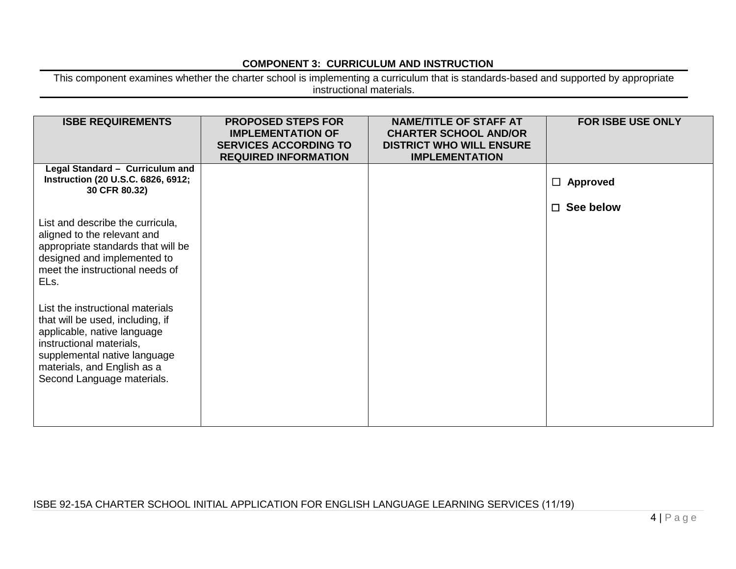**COMPONENT 3: CURRICULUM AND INSTRUCTION**

This component examines whether the charter school is implementing a curriculum that is standards-based and supported by appropriate instructional materials.

| ISBE REQUIREMENTS | PROPOSED STEPS FOR IMPLEMENTATION OF SERVICES ACCORDING TO REQUIRED INFORMATION | NAME/TITLE OF STAFF AT CHARTER SCHOOL AND/OR DISTRICT WHO WILL ENSURE IMPLEMENTATION | FOR ISBE USE ONLY |
|---|---|---|---|
| **Legal Standard – Curriculum and Instruction (20 U.S.C. 6826, 6912; 30 CFR 80.32)**<br><br>List and describe the curricula, aligned to the relevant and appropriate standards that will be designed and implemented to meet the instructional needs of ELs.<br><br>List the instructional materials that will be used, including, if applicable, native language instructional materials, supplemental native language materials, and English as a Second Language materials. | | | ☐ **Approved**<br><br>☐ **See below** |

ISBE 92-15A CHARTER SCHOOL INITIAL APPLICATION FOR ENGLISH LANGUAGE LEARNING SERVICES (11/19)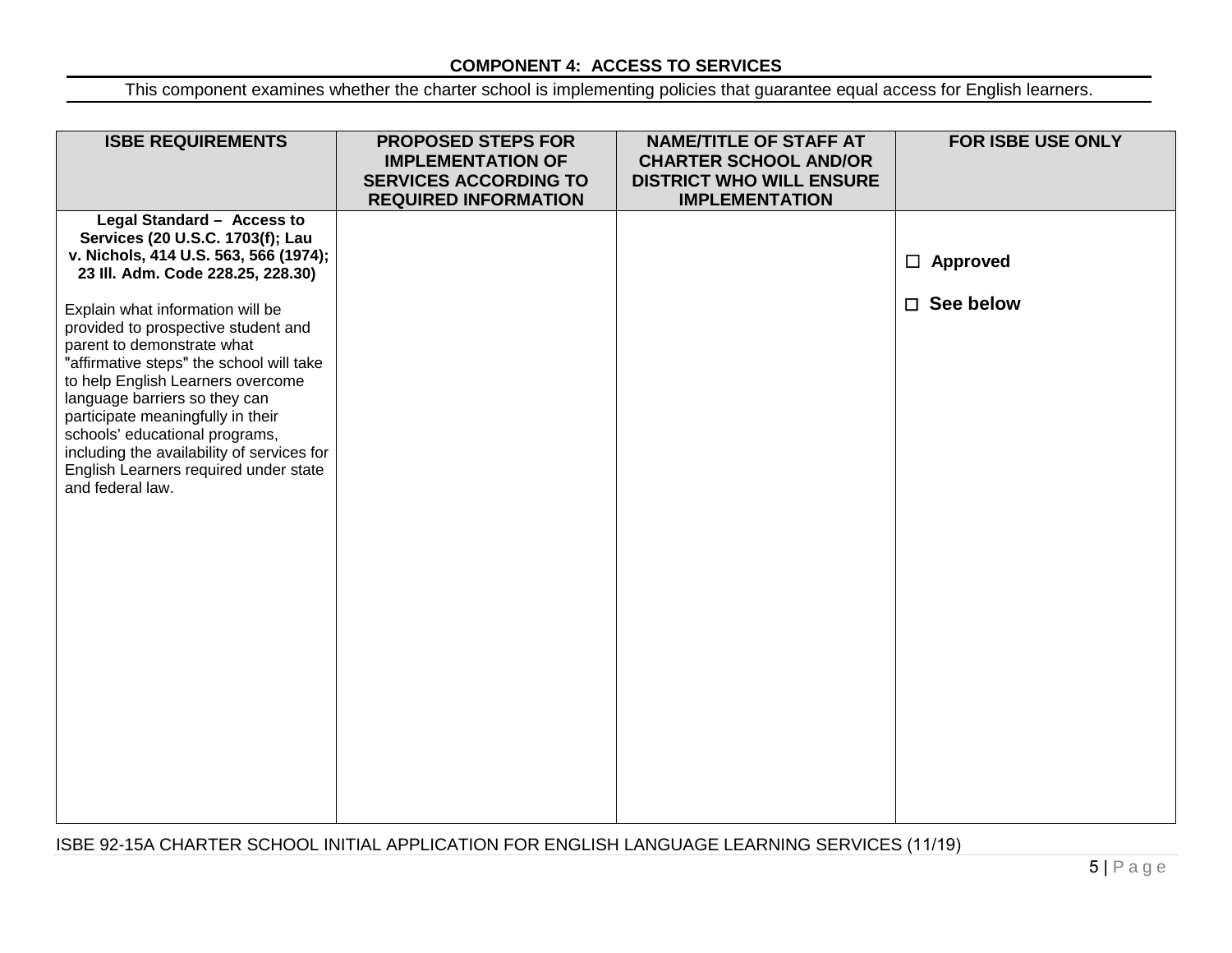**COMPONENT 4: ACCESS TO SERVICES**

This component examines whether the charter school is implementing policies that guarantee equal access for English learners.

| ISBE REQUIREMENTS | PROPOSED STEPS FOR IMPLEMENTATION OF SERVICES ACCORDING TO REQUIRED INFORMATION | NAME/TITLE OF STAFF AT CHARTER SCHOOL AND/OR DISTRICT WHO WILL ENSURE IMPLEMENTATION | FOR ISBE USE ONLY |
|---|---|---|---|
| **Legal Standard – Access to Services (20 U.S.C. 1703(f); Lau v. Nichols, 414 U.S. 563, 566 (1974); 23 Ill. Adm. Code 228.25, 228.30)**<br><br>Explain what information will be provided to prospective student and parent to demonstrate what "affirmative steps" the school will take to help English Learners overcome language barriers so they can participate meaningfully in their schools' educational programs, including the availability of services for English Learners required under state and federal law. | | | ☐ **Approved**<br><br>☐ **See below** |

ISBE 92-15A CHARTER SCHOOL INITIAL APPLICATION FOR ENGLISH LANGUAGE LEARNING SERVICES (11/19)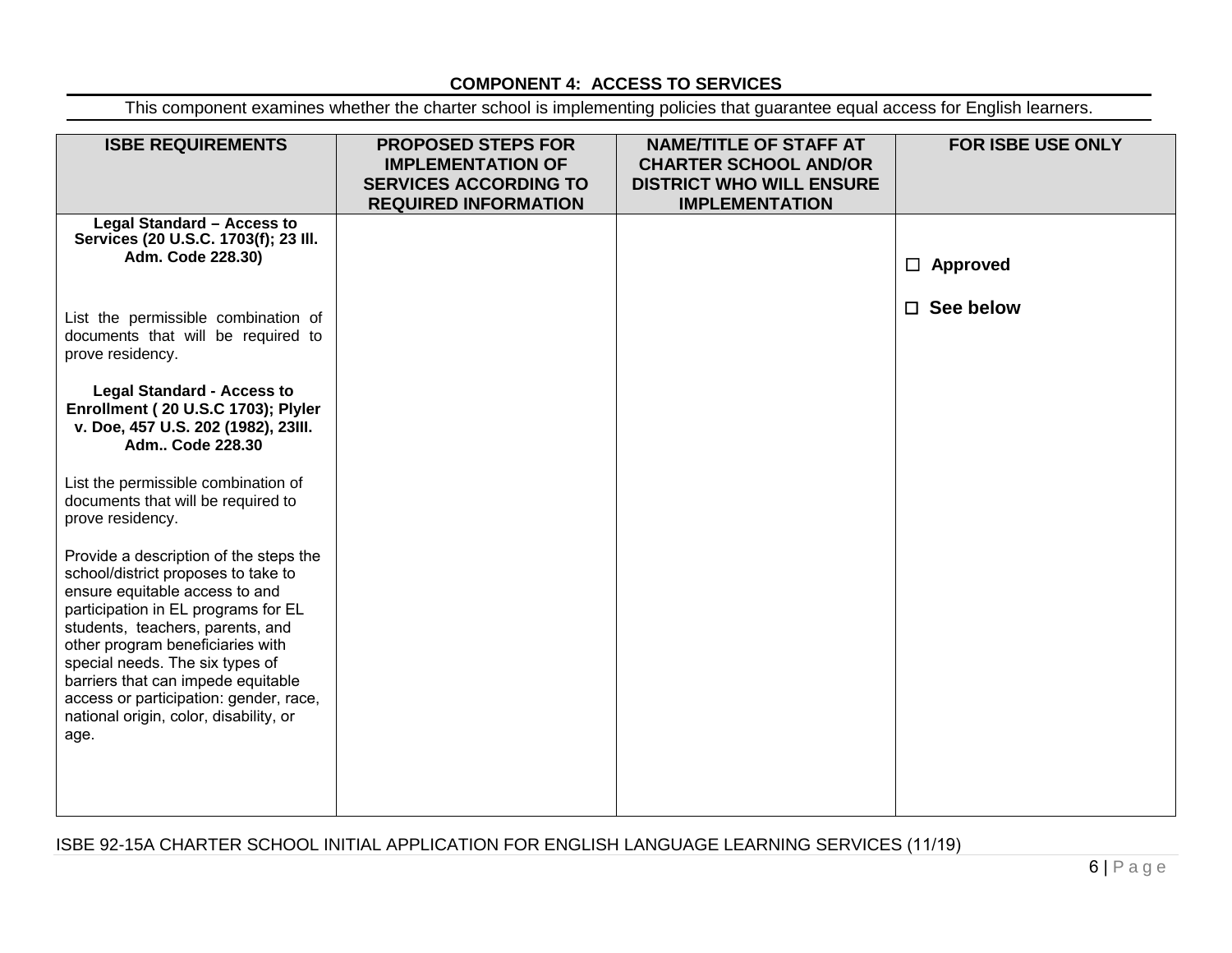### COMPONENT 4: ACCESS TO SERVICES

This component examines whether the charter school is implementing policies that guarantee equal access for English learners.

| ISBE REQUIREMENTS | PROPOSED STEPS FOR IMPLEMENTATION OF SERVICES ACCORDING TO REQUIRED INFORMATION | NAME/TITLE OF STAFF AT CHARTER SCHOOL AND/OR DISTRICT WHO WILL ENSURE IMPLEMENTATION | FOR ISBE USE ONLY |
|---|---|---|---|
| **Legal Standard – Access to Services (20 U.S.C. 1703(f); 23 Ill. Adm. Code 228.30)**<br><br>List the permissible combination of documents that will be required to prove residency.<br><br>**Legal Standard - Access to Enrollment ( 20 U.S.C 1703); Plyler v. Doe, 457 U.S. 202 (1982), 23Ill. Adm.. Code 228.30**<br><br>List the permissible combination of documents that will be required to prove residency.<br><br>Provide a description of the steps the school/district proposes to take to ensure equitable access to and participation in EL programs for EL students, teachers, parents, and other program beneficiaries with special needs. The six types of barriers that can impede equitable access or participation: gender, race, national origin, color, disability, or age. | | | ☐ **Approved**<br><br>☐ **See below** |

ISBE 92-15A CHARTER SCHOOL INITIAL APPLICATION FOR ENGLISH LANGUAGE LEARNING SERVICES (11/19)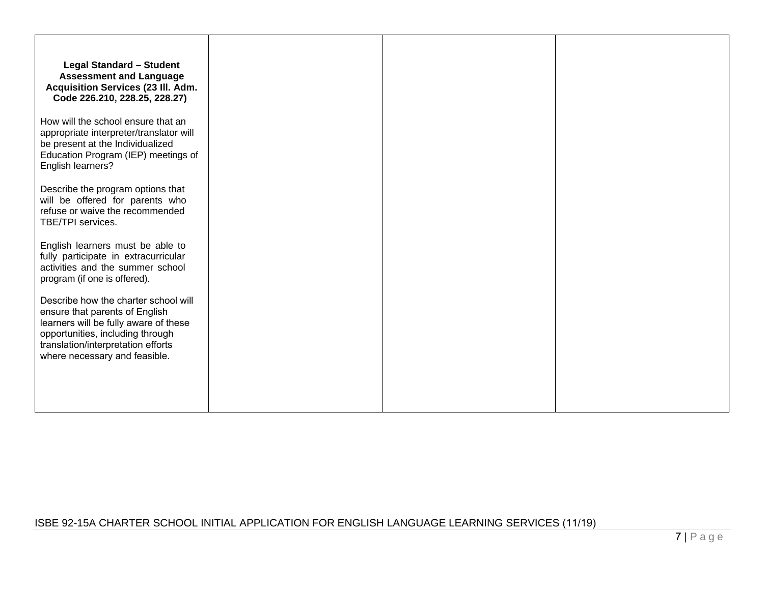| **Legal Standard – Student Assessment and Language Acquisition Services (23 Ill. Adm. Code 226.210, 228.25, 228.27)**<br><br>How will the school ensure that an appropriate interpreter/translator will be present at the Individualized Education Program (IEP) meetings of English learners?<br><br>Describe the program options that will be offered for parents who refuse or waive the recommended TBE/TPI services.<br><br>English learners must be able to fully participate in extracurricular activities and the summer school program (if one is offered).<br><br>Describe how the charter school will ensure that parents of English learners will be fully aware of these opportunities, including through translation/interpretation efforts where necessary and feasible. | | | |
|---|---|---|---|

ISBE 92-15A CHARTER SCHOOL INITIAL APPLICATION FOR ENGLISH LANGUAGE LEARNING SERVICES (11/19)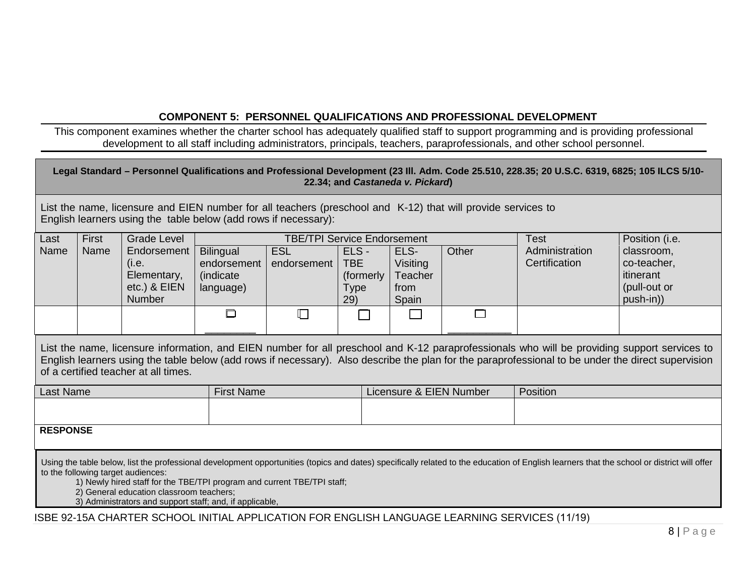**COMPONENT 5: PERSONNEL QUALIFICATIONS AND PROFESSIONAL DEVELOPMENT**

This component examines whether the charter school has adequately qualified staff to support programming and is providing professional development to all staff including administrators, principals, teachers, paraprofessionals, and other school personnel.

**Legal Standard – Personnel Qualifications and Professional Development (23 Ill. Adm. Code 25.510, 228.35; 20 U.S.C. 6319, 6825; 105 ILCS 5/10-22.34; and *Castaneda v. Pickard*)**

List the name, licensure and EIEN number for all teachers (preschool and K-12) that will provide services to English learners using the table below (add rows if necessary):

| Last Name | First Name | Grade Level Endorsement (i.e. Elementary, etc.) & EIEN Number | TBE/TPI Service Endorsement | | | | | Test Administration Certification | Position (i.e. classroom, co-teacher, itinerant (pull-out or push-in)) |
|---|---|---|---|---|---|---|---|---|---|
| | | | Bilingual endorsement (indicate language) | ESL endorsement | ELS - TBE (formerly Type 29) | ELS- Visiting Teacher from Spain | Other | | |
| | | | ☐ ________ | ☐ | ☐ | ☐ | ☐ __________ | | |

List the name, licensure information, and EIEN number for all preschool and K-12 paraprofessionals who will be providing support services to English learners using the table below (add rows if necessary). Also describe the plan for the paraprofessional to be under the direct supervision of a certified teacher at all times.

| Last Name | First Name | Licensure & EIEN Number | Position |
|---|---|---|---|
| | | | |

**RESPONSE**

Using the table below, list the professional development opportunities (topics and dates) specifically related to the education of English learners that the school or district will offer to the following target audiences:

1) Newly hired staff for the TBE/TPI program and current TBE/TPI staff;
2) General education classroom teachers;
3) Administrators and support staff; and, if applicable,

ISBE 92-15A CHARTER SCHOOL INITIAL APPLICATION FOR ENGLISH LANGUAGE LEARNING SERVICES (11/19)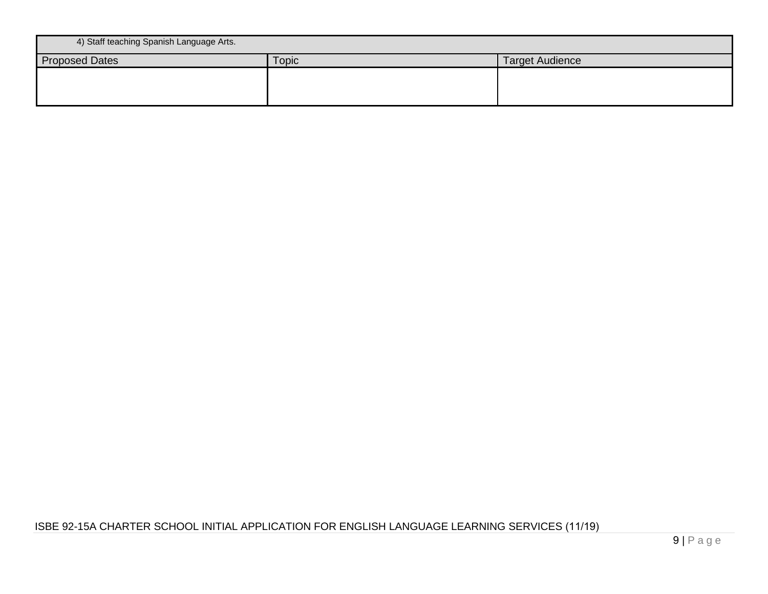| 4) Staff teaching Spanish Language Arts. | | |
|---|---|---|
| Proposed Dates | Topic | Target Audience |
| | | |

ISBE 92-15A CHARTER SCHOOL INITIAL APPLICATION FOR ENGLISH LANGUAGE LEARNING SERVICES (11/19)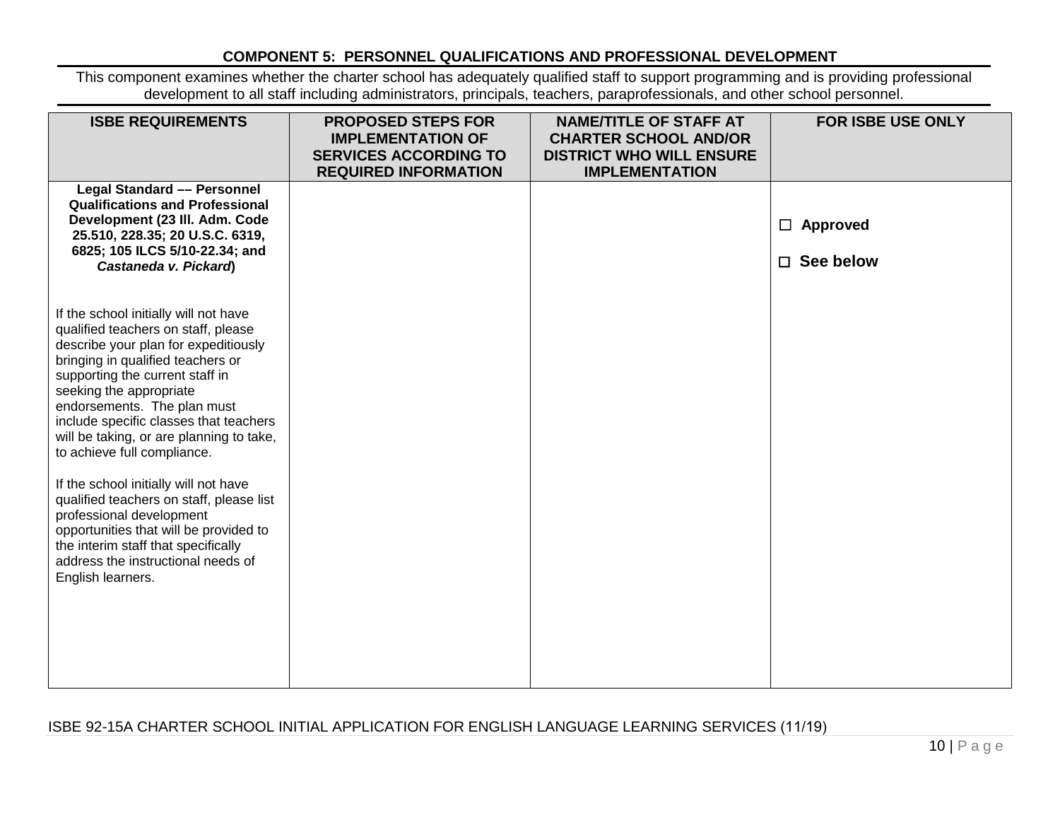## COMPONENT 5: PERSONNEL QUALIFICATIONS AND PROFESSIONAL DEVELOPMENT

This component examines whether the charter school has adequately qualified staff to support programming and is providing professional development to all staff including administrators, principals, teachers, paraprofessionals, and other school personnel.

| ISBE REQUIREMENTS | PROPOSED STEPS FOR IMPLEMENTATION OF SERVICES ACCORDING TO REQUIRED INFORMATION | NAME/TITLE OF STAFF AT CHARTER SCHOOL AND/OR DISTRICT WHO WILL ENSURE IMPLEMENTATION | FOR ISBE USE ONLY |
|---|---|---|---|
| **Legal Standard –– Personnel Qualifications and Professional Development (23 Ill. Adm. Code 25.510, 228.35; 20 U.S.C. 6319, 6825; 105 ILCS 5/10-22.34; and *Castaneda v. Pickard*)**<br><br>If the school initially will not have qualified teachers on staff, please describe your plan for expeditiously bringing in qualified teachers or supporting the current staff in seeking the appropriate endorsements. The plan must include specific classes that teachers will be taking, or are planning to take, to achieve full compliance.<br><br>If the school initially will not have qualified teachers on staff, please list professional development opportunities that will be provided to the interim staff that specifically address the instructional needs of English learners. | | | ☐ **Approved**<br><br>☐ **See below** |

ISBE 92-15A CHARTER SCHOOL INITIAL APPLICATION FOR ENGLISH LANGUAGE LEARNING SERVICES (11/19)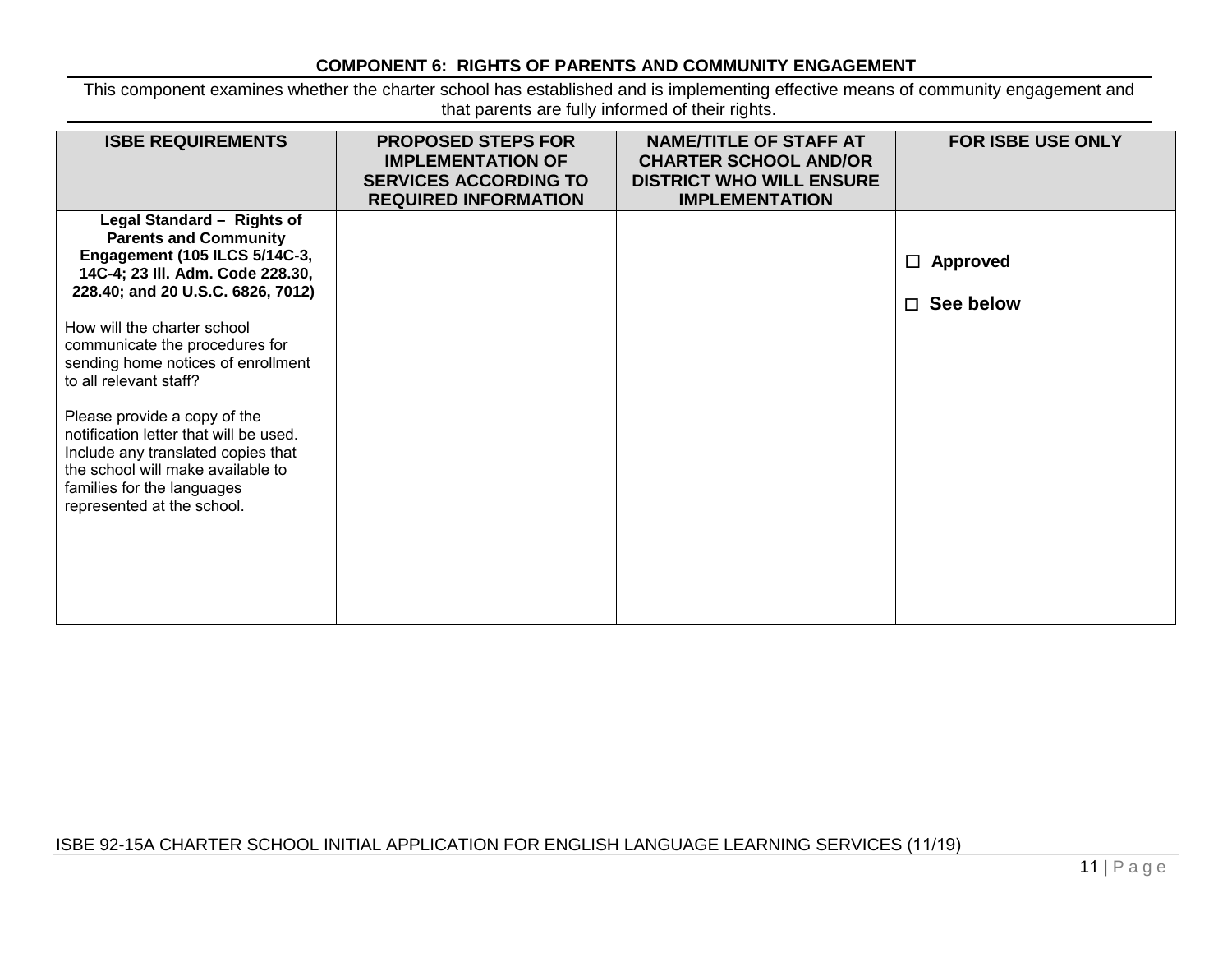## COMPONENT 6: RIGHTS OF PARENTS AND COMMUNITY ENGAGEMENT

This component examines whether the charter school has established and is implementing effective means of community engagement and that parents are fully informed of their rights.

| ISBE REQUIREMENTS | PROPOSED STEPS FOR IMPLEMENTATION OF SERVICES ACCORDING TO REQUIRED INFORMATION | NAME/TITLE OF STAFF AT CHARTER SCHOOL AND/OR DISTRICT WHO WILL ENSURE IMPLEMENTATION | FOR ISBE USE ONLY |
|---|---|---|---|
| **Legal Standard – Rights of Parents and Community Engagement (105 ILCS 5/14C-3, 14C-4; 23 Ill. Adm. Code 228.30, 228.40; and 20 U.S.C. 6826, 7012)**<br><br>How will the charter school communicate the procedures for sending home notices of enrollment to all relevant staff?<br><br>Please provide a copy of the notification letter that will be used. Include any translated copies that the school will make available to families for the languages represented at the school. | | | ☐ **Approved**<br><br>☐ **See below** |

ISBE 92-15A CHARTER SCHOOL INITIAL APPLICATION FOR ENGLISH LANGUAGE LEARNING SERVICES (11/19)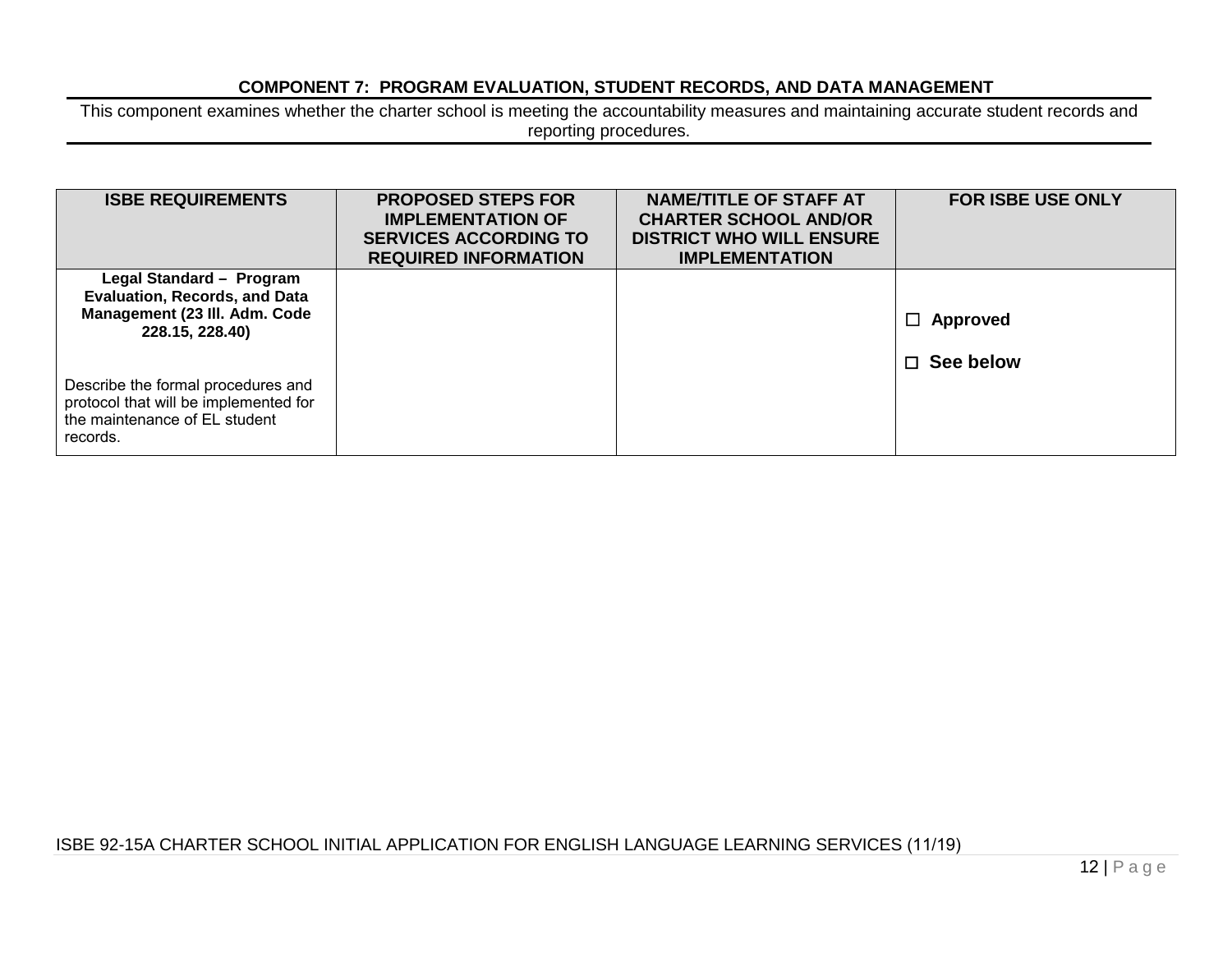**COMPONENT 7: PROGRAM EVALUATION, STUDENT RECORDS, AND DATA MANAGEMENT**

This component examines whether the charter school is meeting the accountability measures and maintaining accurate student records and reporting procedures.

| ISBE REQUIREMENTS | PROPOSED STEPS FOR IMPLEMENTATION OF SERVICES ACCORDING TO REQUIRED INFORMATION | NAME/TITLE OF STAFF AT CHARTER SCHOOL AND/OR DISTRICT WHO WILL ENSURE IMPLEMENTATION | FOR ISBE USE ONLY |
|---|---|---|---|
| **Legal Standard – Program Evaluation, Records, and Data Management (23 Ill. Adm. Code 228.15, 228.40)**<br><br>Describe the formal procedures and protocol that will be implemented for the maintenance of EL student records. | | | ☐ **Approved**<br><br>☐ **See below** |

ISBE 92-15A CHARTER SCHOOL INITIAL APPLICATION FOR ENGLISH LANGUAGE LEARNING SERVICES (11/19)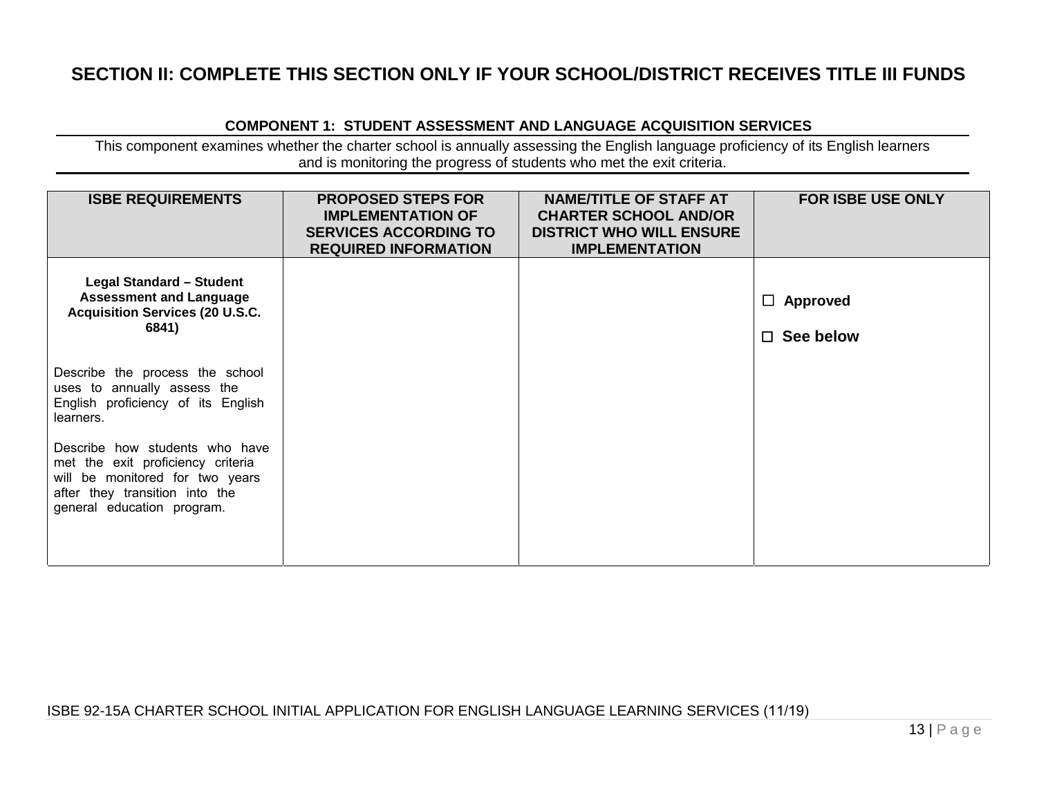# SECTION II: COMPLETE THIS SECTION ONLY IF YOUR SCHOOL/DISTRICT RECEIVES TITLE III FUNDS

### COMPONENT 1: STUDENT ASSESSMENT AND LANGUAGE ACQUISITION SERVICES

This component examines whether the charter school is annually assessing the English language proficiency of its English learners and is monitoring the progress of students who met the exit criteria.

| ISBE REQUIREMENTS | PROPOSED STEPS FOR IMPLEMENTATION OF SERVICES ACCORDING TO REQUIRED INFORMATION | NAME/TITLE OF STAFF AT CHARTER SCHOOL AND/OR DISTRICT WHO WILL ENSURE IMPLEMENTATION | FOR ISBE USE ONLY |
|---|---|---|---|
| **Legal Standard – Student Assessment and Language Acquisition Services (20 U.S.C. 6841)**<br><br>Describe the process the school uses to annually assess the English proficiency of its English learners.<br><br>Describe how students who have met the exit proficiency criteria will be monitored for two years after they transition into the general education program. | | | ☐ **Approved**<br><br>☐ **See below** |

ISBE 92-15A CHARTER SCHOOL INITIAL APPLICATION FOR ENGLISH LANGUAGE LEARNING SERVICES (11/19)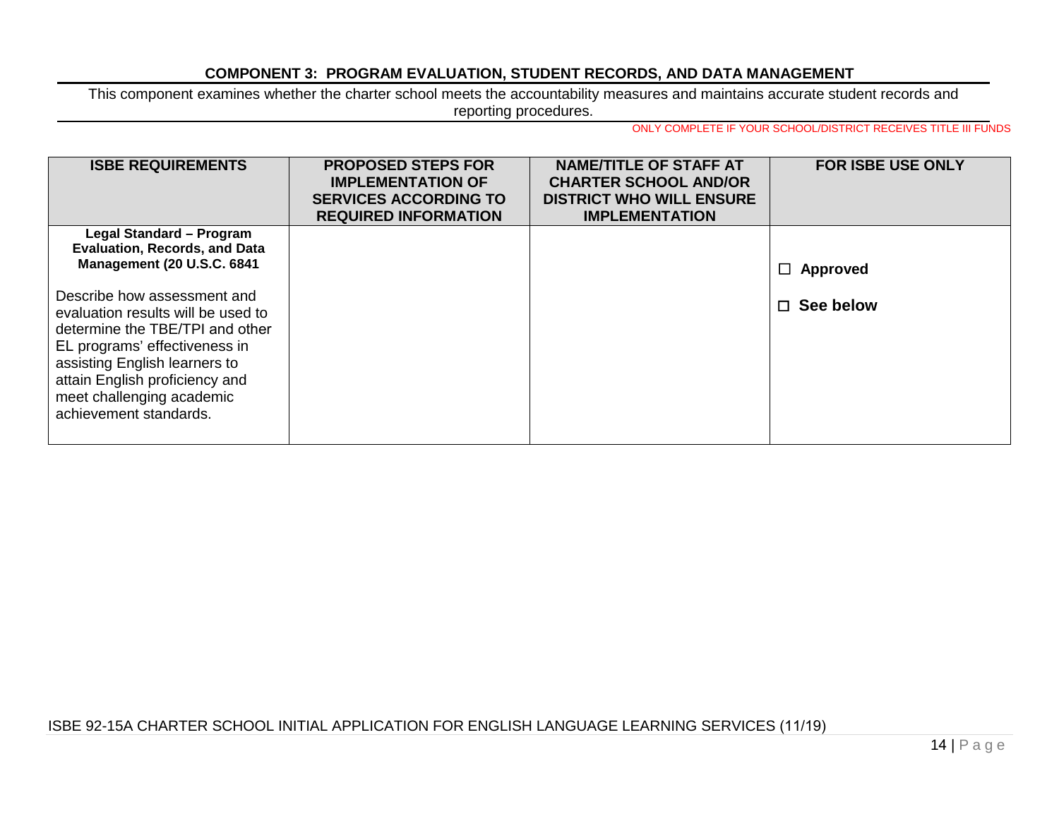## COMPONENT 3: PROGRAM EVALUATION, STUDENT RECORDS, AND DATA MANAGEMENT

This component examines whether the charter school meets the accountability measures and maintains accurate student records and reporting procedures.

ONLY COMPLETE IF YOUR SCHOOL/DISTRICT RECEIVES TITLE III FUNDS

| ISBE REQUIREMENTS | PROPOSED STEPS FOR IMPLEMENTATION OF SERVICES ACCORDING TO REQUIRED INFORMATION | NAME/TITLE OF STAFF AT CHARTER SCHOOL AND/OR DISTRICT WHO WILL ENSURE IMPLEMENTATION | FOR ISBE USE ONLY |
|---|---|---|---|
| **Legal Standard – Program Evaluation, Records, and Data Management (20 U.S.C. 6841**<br><br>Describe how assessment and evaluation results will be used to determine the TBE/TPI and other EL programs' effectiveness in assisting English learners to attain English proficiency and meet challenging academic achievement standards. | | | ☐ **Approved**<br><br>☐ **See below** |

ISBE 92-15A CHARTER SCHOOL INITIAL APPLICATION FOR ENGLISH LANGUAGE LEARNING SERVICES (11/19)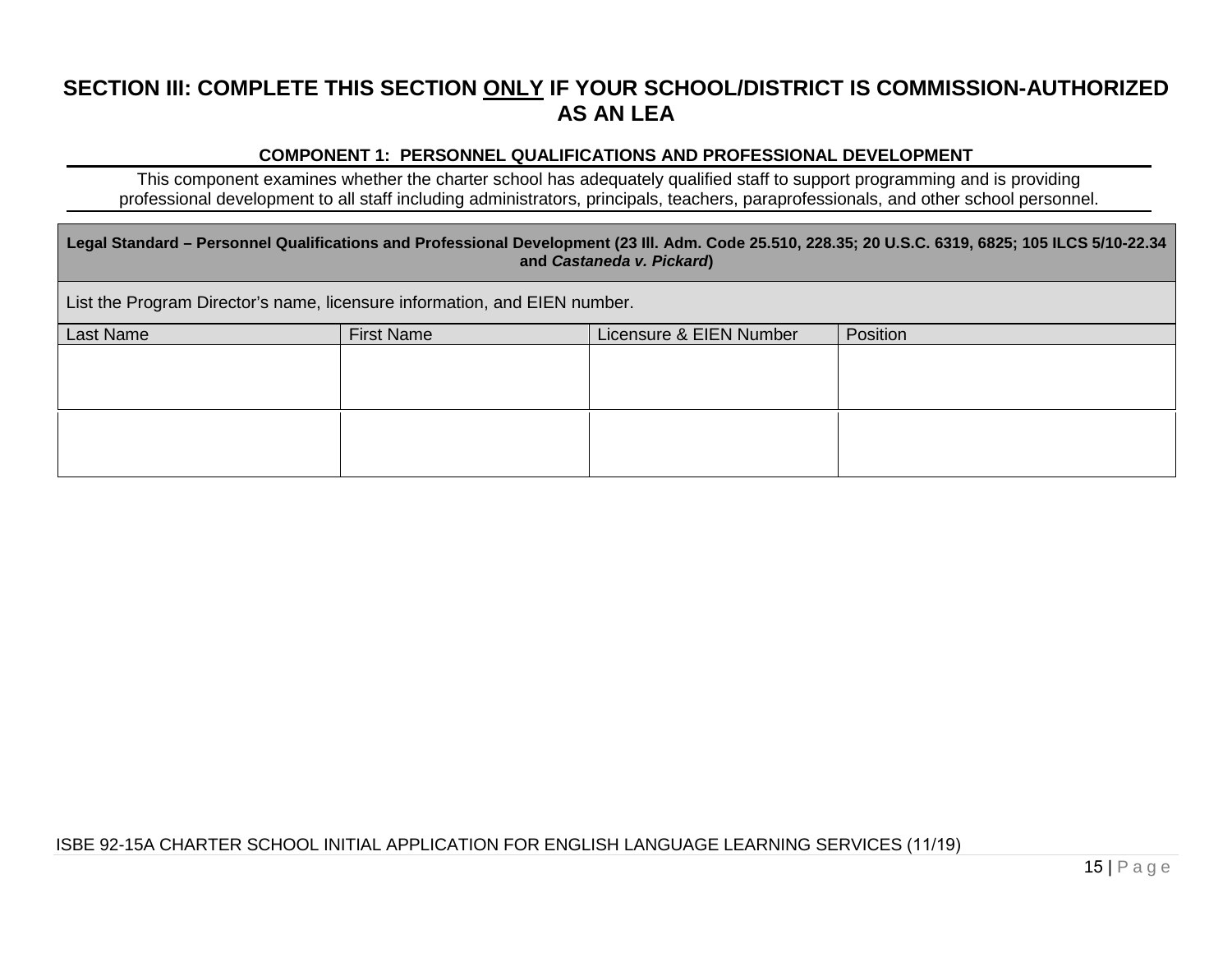## SECTION III: COMPLETE THIS SECTION ONLY IF YOUR SCHOOL/DISTRICT IS COMMISSION-AUTHORIZED AS AN LEA

### COMPONENT 1: PERSONNEL QUALIFICATIONS AND PROFESSIONAL DEVELOPMENT

This component examines whether the charter school has adequately qualified staff to support programming and is providing professional development to all staff including administrators, principals, teachers, paraprofessionals, and other school personnel.

| **Legal Standard – Personnel Qualifications and Professional Development (23 Ill. Adm. Code 25.510, 228.35; 20 U.S.C. 6319, 6825; 105 ILCS 5/10-22.34 and *Castaneda v. Pickard*)** | | | |
|---|---|---|---|
| List the Program Director's name, licensure information, and EIEN number. | | | |
| Last Name | First Name | Licensure & EIEN Number | Position |
| | | | |
| | | | |

ISBE 92-15A CHARTER SCHOOL INITIAL APPLICATION FOR ENGLISH LANGUAGE LEARNING SERVICES (11/19)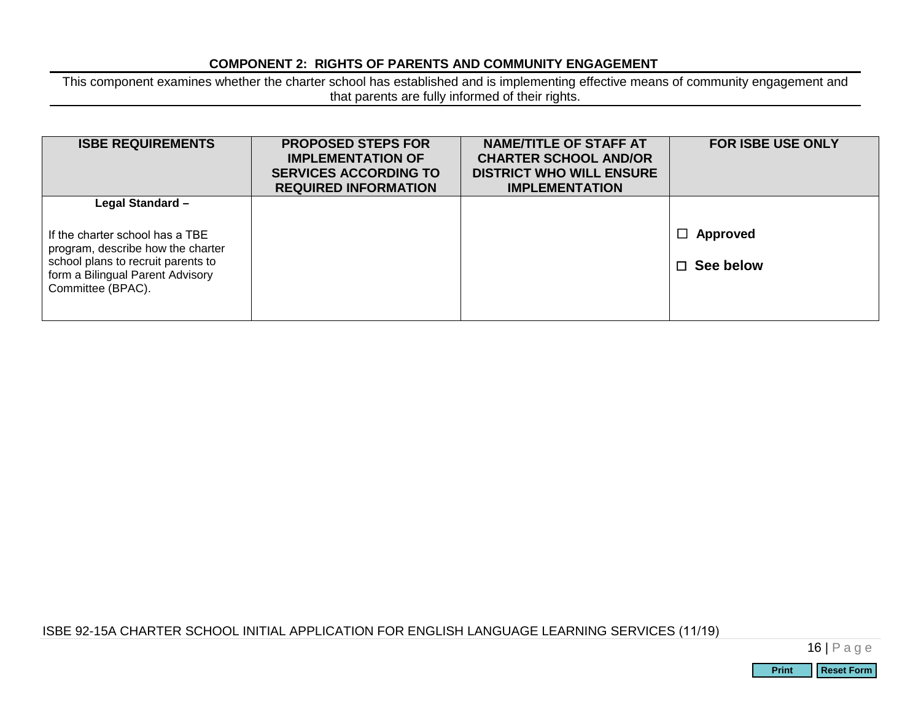## COMPONENT 2: RIGHTS OF PARENTS AND COMMUNITY ENGAGEMENT

This component examines whether the charter school has established and is implementing effective means of community engagement and that parents are fully informed of their rights.

| ISBE REQUIREMENTS | PROPOSED STEPS FOR IMPLEMENTATION OF SERVICES ACCORDING TO REQUIRED INFORMATION | NAME/TITLE OF STAFF AT CHARTER SCHOOL AND/OR DISTRICT WHO WILL ENSURE IMPLEMENTATION | FOR ISBE USE ONLY |
|---|---|---|---|
| **Legal Standard –**<br><br>If the charter school has a TBE program, describe how the charter school plans to recruit parents to form a Bilingual Parent Advisory Committee (BPAC). | | | ☐ **Approved**<br><br>☐ **See below** |

ISBE 92-15A CHARTER SCHOOL INITIAL APPLICATION FOR ENGLISH LANGUAGE LEARNING SERVICES (11/19)